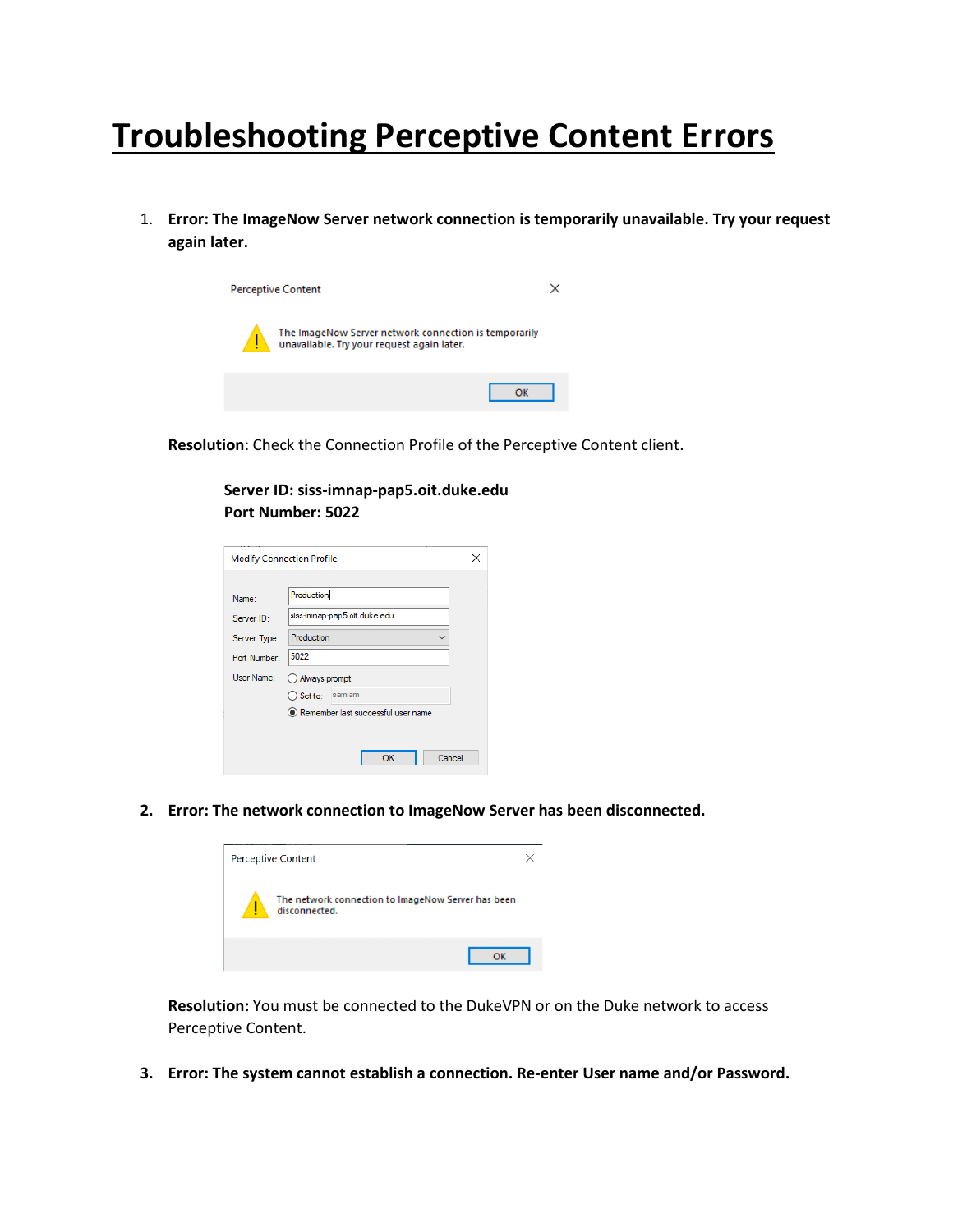# Troubleshooting Perceptive Content Errors

1. **Error: The ImageNow Server network connection is temporarily unavailable. Try your request again later.**

   **Resolution**: Check the Connection Profile of the Perceptive Content client.

   **Server ID: siss-imnap-pap5.oit.duke.edu**
   **Port Number: 5022**

2. **Error: The network connection to ImageNow Server has been disconnected.**

   **Resolution:** You must be connected to the DukeVPN or on the Duke network to access Perceptive Content.

3. **Error: The system cannot establish a connection. Re-enter User name and/or Password.**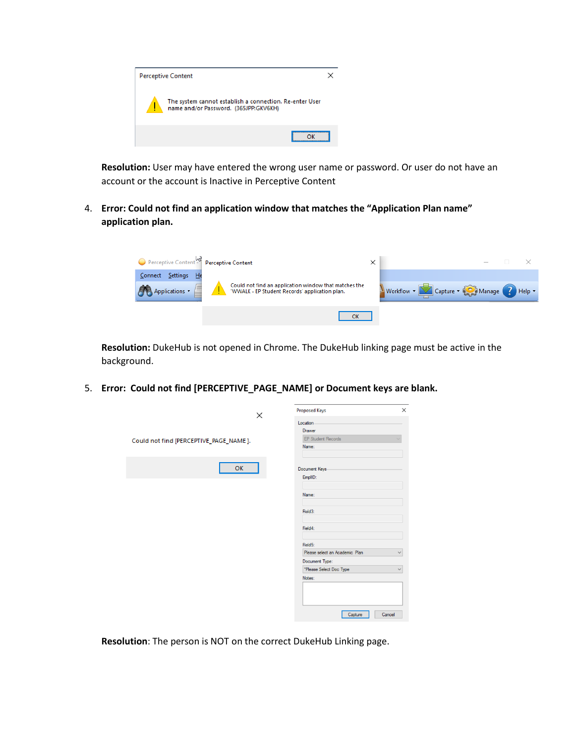**Resolution:** User may have entered the wrong user name or password. Or user do not have an account or the account is Inactive in Perceptive Content

4. **Error: Could not find an application window that matches the "Application Plan name" application plan.**

**Resolution:** DukeHub is not opened in Chrome. The DukeHub linking page must be active in the background.

5. **Error: Could not find [PERCEPTIVE_PAGE_NAME] or Document keys are blank.**

**Resolution**: The person is NOT on the correct DukeHub Linking page.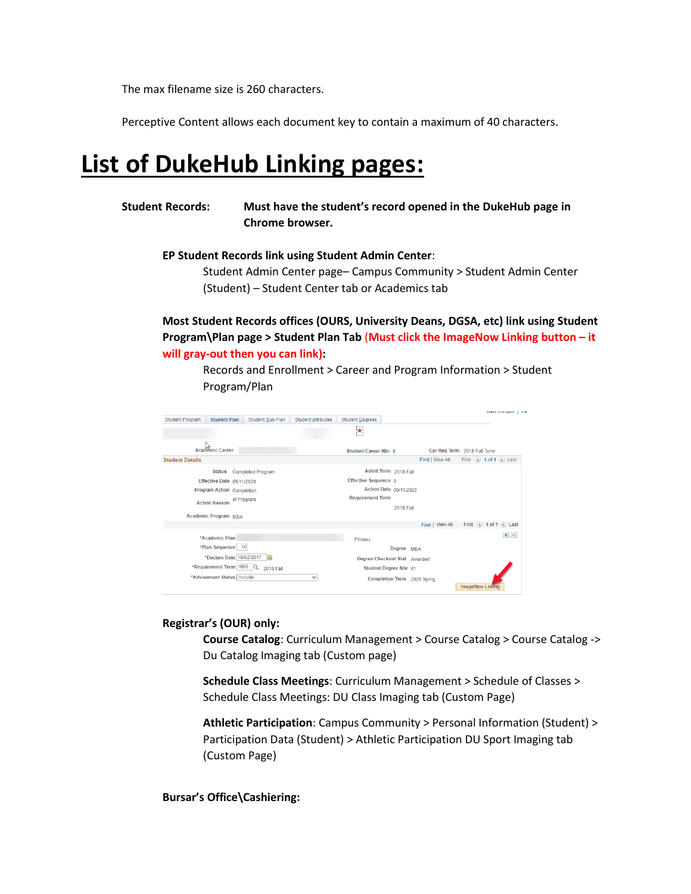The max filename size is 260 characters.

Perceptive Content allows each document key to contain a maximum of 40 characters.

# List of DukeHub Linking pages:

**Student Records:** **Must have the student's record opened in the DukeHub page in Chrome browser.**

**EP Student Records link using Student Admin Center**:

Student Admin Center page– Campus Community > Student Admin Center (Student) – Student Center tab or Academics tab

**Most Student Records offices (OURS, University Deans, DGSA, etc) link using Student Program\Plan page > Student Plan Tab (Must click the ImageNow Linking button – it will gray-out then you can link):**

Records and Enrollment > Career and Program Information > Student Program/Plan

**Registrar's (OUR) only:**

**Course Catalog**: Curriculum Management > Course Catalog > Course Catalog -> Du Catalog Imaging tab (Custom page)

**Schedule Class Meetings**: Curriculum Management > Schedule of Classes > Schedule Class Meetings: DU Class Imaging tab (Custom Page)

**Athletic Participation**: Campus Community > Personal Information (Student) > Participation Data (Student) > Athletic Participation DU Sport Imaging tab (Custom Page)

**Bursar's Office\Cashiering:**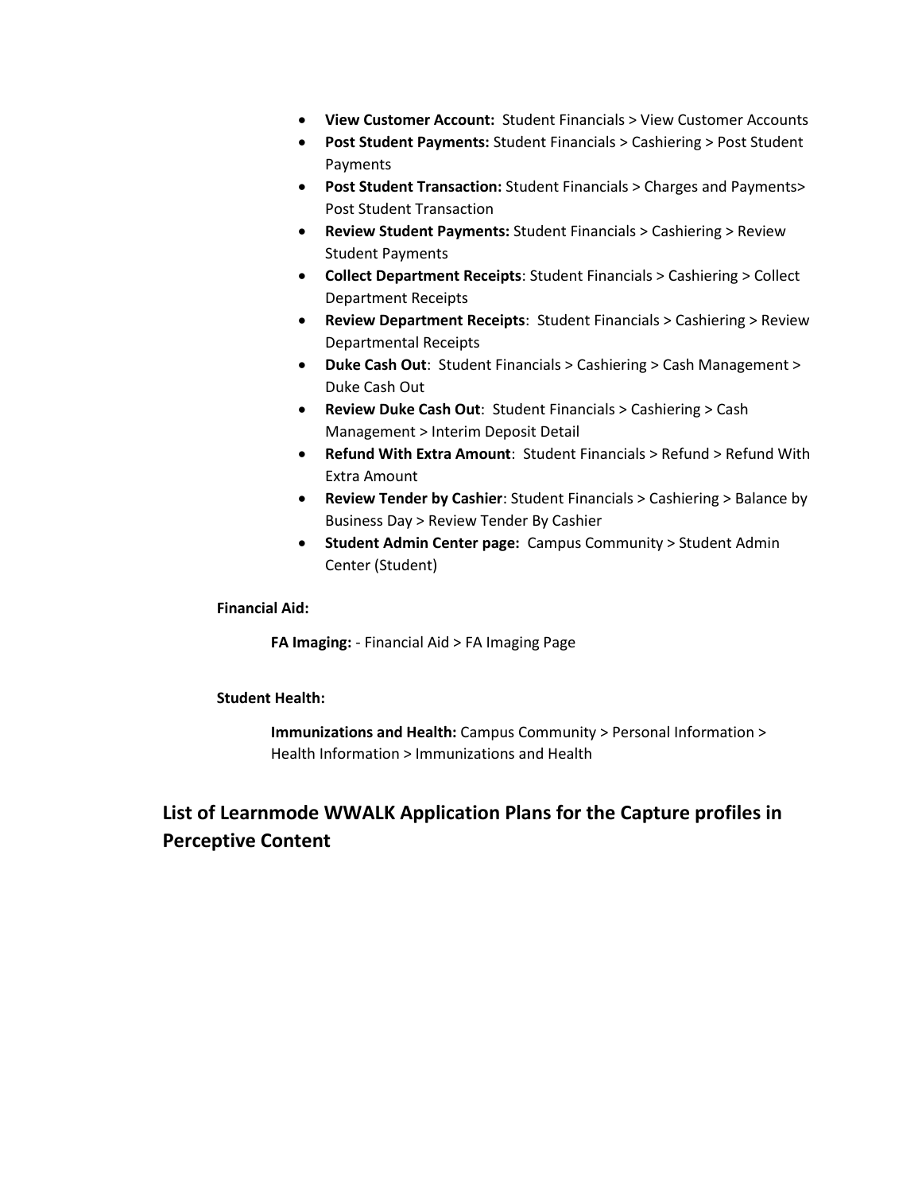- **View Customer Account:** Student Financials > View Customer Accounts
- **Post Student Payments:** Student Financials > Cashiering > Post Student Payments
- **Post Student Transaction:** Student Financials > Charges and Payments> Post Student Transaction
- **Review Student Payments:** Student Financials > Cashiering > Review Student Payments
- **Collect Department Receipts**: Student Financials > Cashiering > Collect Department Receipts
- **Review Department Receipts**: Student Financials > Cashiering > Review Departmental Receipts
- **Duke Cash Out**: Student Financials > Cashiering > Cash Management > Duke Cash Out
- **Review Duke Cash Out**: Student Financials > Cashiering > Cash Management > Interim Deposit Detail
- **Refund With Extra Amount**: Student Financials > Refund > Refund With Extra Amount
- **Review Tender by Cashier**: Student Financials > Cashiering > Balance by Business Day > Review Tender By Cashier
- **Student Admin Center page:** Campus Community > Student Admin Center (Student)

**Financial Aid:**

**FA Imaging:** - Financial Aid > FA Imaging Page

**Student Health:**

**Immunizations and Health:** Campus Community > Personal Information > Health Information > Immunizations and Health

## List of Learnmode WWALK Application Plans for the Capture profiles in Perceptive Content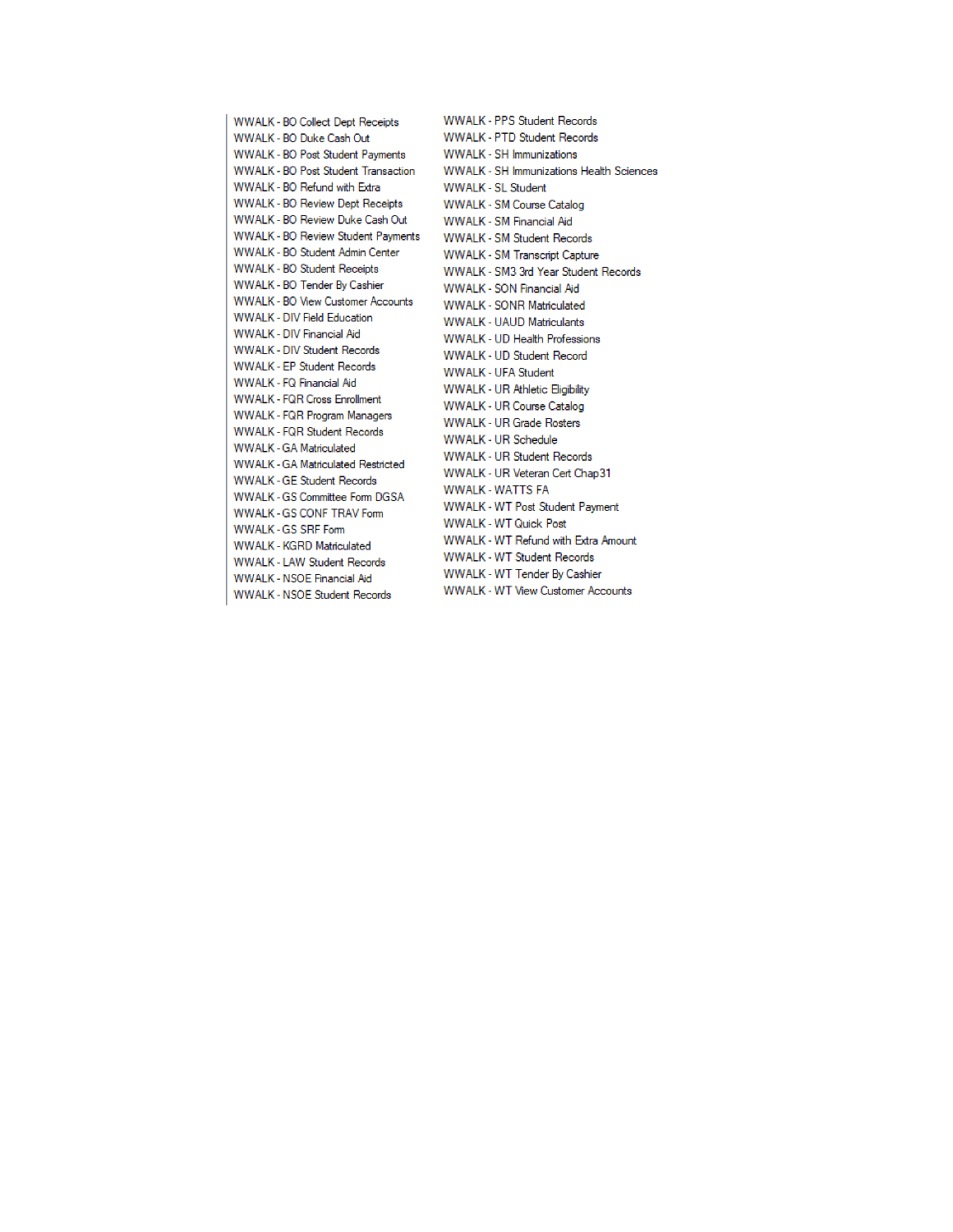- WWALK - BO Collect Dept Receipts
- WWALK - BO Duke Cash Out
- WWALK - BO Post Student Payments
- WWALK - BO Post Student Transaction
- WWALK - BO Refund with Extra
- WWALK - BO Review Dept Receipts
- WWALK - BO Review Duke Cash Out
- WWALK - BO Review Student Payments
- WWALK - BO Student Admin Center
- WWALK - BO Student Receipts
- WWALK - BO Tender By Cashier
- WWALK - BO View Customer Accounts
- WWALK - DIV Field Education
- WWALK - DIV Financial Aid
- WWALK - DIV Student Records
- WWALK - EP Student Records
- WWALK - FQ Financial Aid
- WWALK - FQR Cross Enrollment
- WWALK - FQR Program Managers
- WWALK - FQR Student Records
- WWALK - GA Matriculated
- WWALK - GA Matriculated Restricted
- WWALK - GE Student Records
- WWALK - GS Committee Form DGSA
- WWALK - GS CONF TRAV Form
- WWALK - GS SRF Form
- WWALK - KGRD Matriculated
- WWALK - LAW Student Records
- WWALK - NSOE Financial Aid
- WWALK - NSOE Student Records
- WWALK - PPS Student Records
- WWALK - PTD Student Records
- WWALK - SH Immunizations
- WWALK - SH Immunizations Health Sciences
- WWALK - SL Student
- WWALK - SM Course Catalog
- WWALK - SM Financial Aid
- WWALK - SM Student Records
- WWALK - SM Transcript Capture
- WWALK - SM3 3rd Year Student Records
- WWALK - SON Financial Aid
- WWALK - SONR Matriculated
- WWALK - UAUD Matriculants
- WWALK - UD Health Professions
- WWALK - UD Student Record
- WWALK - UFA Student
- WWALK - UR Athletic Eligibility
- WWALK - UR Course Catalog
- WWALK - UR Grade Rosters
- WWALK - UR Schedule
- WWALK - UR Student Records
- WWALK - UR Veteran Cert Chap31
- WWALK - WATTS FA
- WWALK - WT Post Student Payment
- WWALK - WT Quick Post
- WWALK - WT Refund with Extra Amount
- WWALK - WT Student Records
- WWALK - WT Tender By Cashier
- WWALK - WT View Customer Accounts